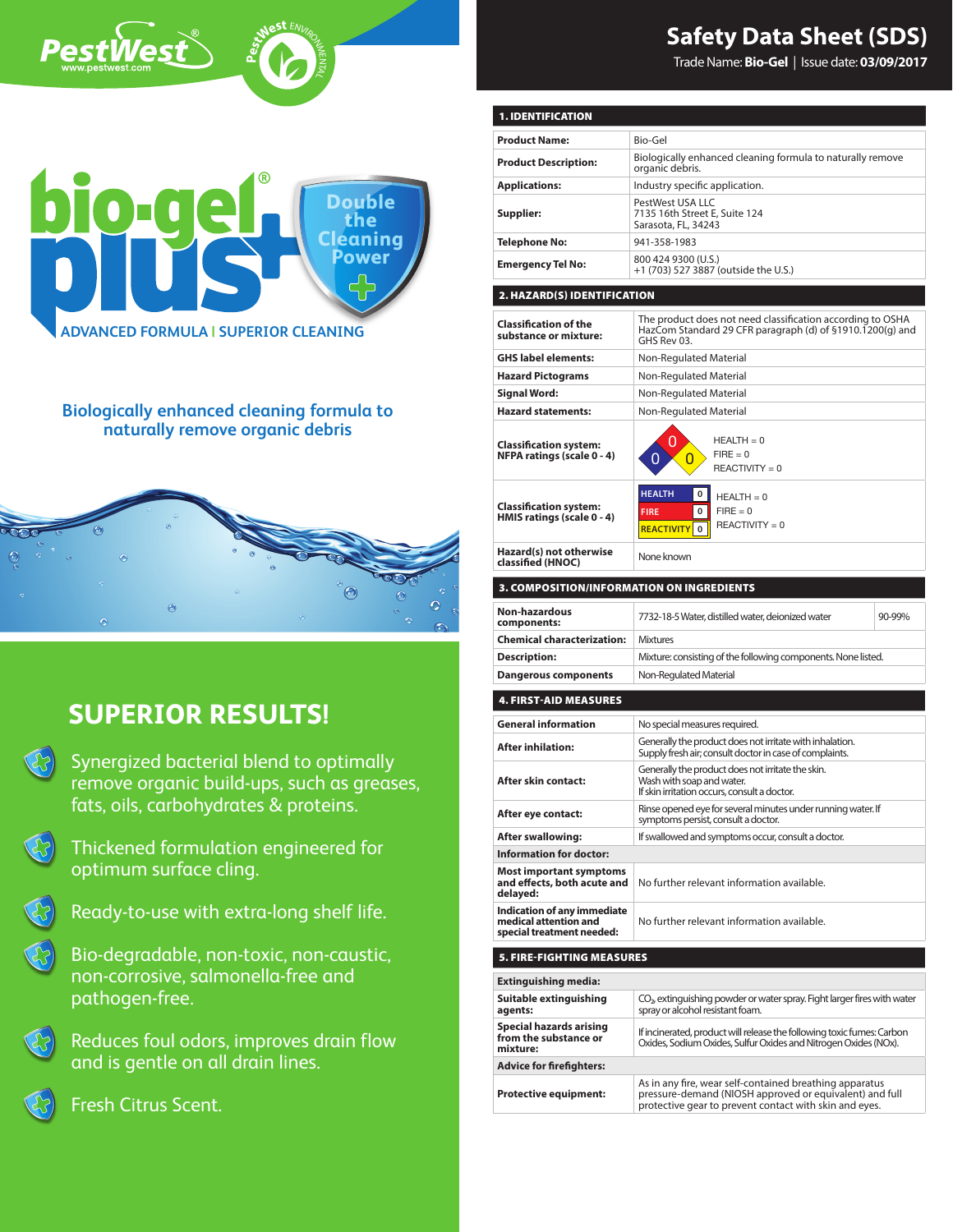PestWest®
www.pestwest.com

PestWest ENVIRONMENTAL

# bio-gel® plus+

Double the Cleaning Power

ADVANCED FORMULA | SUPERIOR CLEANING

**Biologically enhanced cleaning formula to naturally remove organic debris**

## SUPERIOR RESULTS!

- Synergized bacterial blend to optimally remove organic build-ups, such as greases, fats, oils, carbohydrates & proteins.
- Thickened formulation engineered for optimum surface cling.
- Ready-to-use with extra-long shelf life.
- Bio-degradable, non-toxic, non-caustic, non-corrosive, salmonella-free and pathogen-free.
- Reduces foul odors, improves drain flow and is gentle on all drain lines.
- Fresh Citrus Scent.

# Safety Data Sheet (SDS)

Trade Name: **Bio-Gel** | Issue date: **03/09/2017**

## 1. IDENTIFICATION

| | |
|---|---|
| **Product Name:** | Bio-Gel |
| **Product Description:** | Biologically enhanced cleaning formula to naturally remove organic debris. |
| **Applications:** | Industry specific application. |
| **Supplier:** | PestWest USA LLC<br>7135 16th Street E, Suite 124<br>Sarasota, FL, 34243 |
| **Telephone No:** | 941-358-1983 |
| **Emergency Tel No:** | 800 424 9300 (U.S.)<br>+1 (703) 527 3887 (outside the U.S.) |

## 2. HAZARD(S) IDENTIFICATION

| | |
|---|---|
| **Classification of the substance or mixture:** | The product does not need classification according to OSHA HazCom Standard 29 CFR paragraph (d) of §1910.1200(g) and GHS Rev 03. |
| **GHS label elements:** | Non-Regulated Material |
| **Hazard Pictograms** | Non-Regulated Material |
| **Signal Word:** | Non-Regulated Material |
| **Hazard statements:** | Non-Regulated Material |
| **Classification system: NFPA ratings (scale 0 - 4)** | HEALTH = 0<br>FIRE = 0<br>REACTIVITY = 0 |
| **Classification system: HMIS ratings (scale 0 - 4)** | HEALTH 0, FIRE 0, REACTIVITY 0<br>HEALTH = 0<br>FIRE = 0<br>REACTIVITY = 0 |
| **Hazard(s) not otherwise classified (HNOC)** | None known |

## 3. COMPOSITION/INFORMATION ON INGREDIENTS

| | | |
|---|---|---|
| **Non-hazardous components:** | 7732-18-5 Water, distilled water, deionized water | 90-99% |
| **Chemical characterization:** | Mixtures | |
| **Description:** | Mixture: consisting of the following components. None listed. | |
| **Dangerous components** | Non-Regulated Material | |

## 4. FIRST-AID MEASURES

| | |
|---|---|
| **General information** | No special measures required. |
| **After inhilation:** | Generally the product does not irritate with inhalation. Supply fresh air; consult doctor in case of complaints. |
| **After skin contact:** | Generally the product does not irritate the skin. Wash with soap and water. If skin irritation occurs, consult a doctor. |
| **After eye contact:** | Rinse opened eye for several minutes under running water. If symptoms persist, consult a doctor. |
| **After swallowing:** | If swallowed and symptoms occur, consult a doctor. |
| **Information for doctor:** | |
| **Most important symptoms and effects, both acute and delayed:** | No further relevant information available. |
| **Indication of any immediate medical attention and special treatment needed:** | No further relevant information available. |

## 5. FIRE-FIGHTING MEASURES

| | |
|---|---|
| **Extinguishing media:** | |
| **Suitable extinguishing agents:** | $CO_2$, extinguishing powder or water spray. Fight larger fires with water spray or alcohol resistant foam. |
| **Special hazards arising from the substance or mixture:** | If incinerated, product will release the following toxic fumes: Carbon Oxides, Sodium Oxides, Sulfur Oxides and Nitrogen Oxides (NOx). |
| **Advice for firefighters:** | |
| **Protective equipment:** | As in any fire, wear self-contained breathing apparatus pressure-demand (NIOSH approved or equivalent) and full protective gear to prevent contact with skin and eyes. |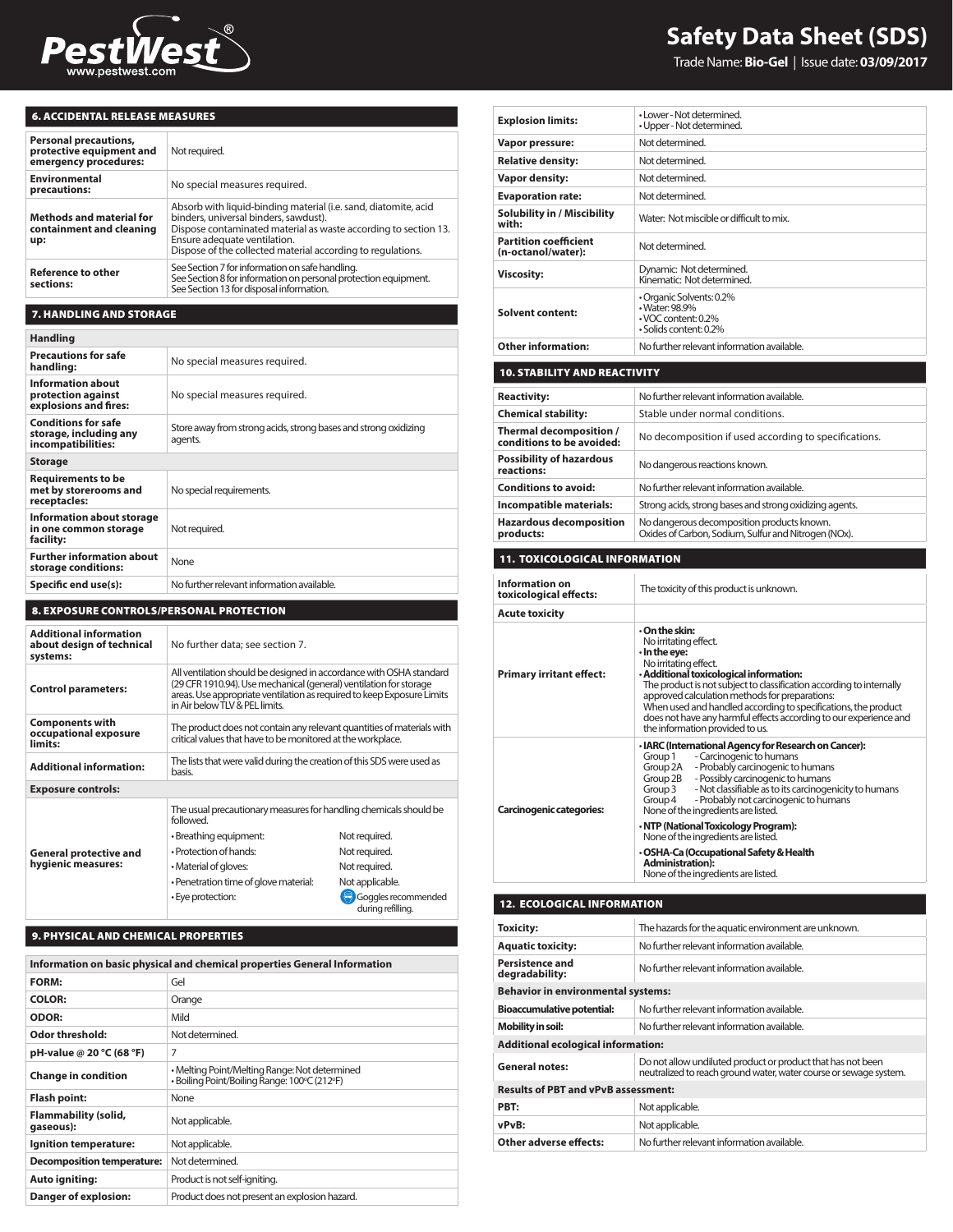## 6. ACCIDENTAL RELEASE MEASURES

| | |
|---|---|
| **Personal precautions, protective equipment and emergency procedures:** | Not required. |
| **Environmental precautions:** | No special measures required. |
| **Methods and material for containment and cleaning up:** | Absorb with liquid-binding material (i.e. sand, diatomite, acid binders, universal binders, sawdust). Dispose contaminated material as waste according to section 13. Ensure adequate ventilation. Dispose of the collected material according to regulations. |
| **Reference to other sections:** | See Section 7 for information on safe handling. See Section 8 for information on personal protection equipment. See Section 13 for disposal information. |

## 7. HANDLING AND STORAGE

| **Handling** | |
|---|---|
| **Precautions for safe handling:** | No special measures required. |
| **Information about protection against explosions and fires:** | No special measures required. |
| **Conditions for safe storage, including any incompatibilities:** | Store away from strong acids, strong bases and strong oxidizing agents. |
| **Storage** | |
| **Requirements to be met by storerooms and receptacles:** | No special requirements. |
| **Information about storage in one common storage facility:** | Not required. |
| **Further information about storage conditions:** | None |
| **Specific end use(s):** | No further relevant information available. |

## 8. EXPOSURE CONTROLS/PERSONAL PROTECTION

| | | |
|---|---|---|
| **Additional information about design of technical systems:** | No further data; see section 7. | |
| **Control parameters:** | All ventilation should be designed in accordance with OSHA standard (29 CFR 1910.94). Use mechanical (general) ventilation for storage areas. Use appropriate ventilation as required to keep Exposure Limits in Air below TLV & PEL limits. | |
| **Components with occupational exposure limits:** | The product does not contain any relevant quantities of materials with critical values that have to be monitored at the workplace. | |
| **Additional information:** | The lists that were valid during the creation of this SDS were used as basis. | |
| **Exposure controls:** | | |
| **General protective and hygienic measures:** | The usual precautionary measures for handling chemicals should be followed. | |
| | • Breathing equipment: | Not required. |
| | • Protection of hands: | Not required. |
| | • Material of gloves: | Not required. |
| | • Penetration time of glove material: | Not applicable. |
| | • Eye protection: | Goggles recommended during refilling. |

## 9. PHYSICAL AND CHEMICAL PROPERTIES

| **Information on basic physical and chemical properties General Information** | |
|---|---|
| **FORM:** | Gel |
| **COLOR:** | Orange |
| **ODOR:** | Mild |
| **Odor threshold:** | Not determined. |
| **pH-value @ 20 °C (68 °F)** | 7 |
| **Change in condition** | • Melting Point/Melting Range: Not determined • Boiling Point/Boiling Range: 100°C (212°F) |
| **Flash point:** | None |
| **Flammability (solid, gaseous):** | Not applicable. |
| **Ignition temperature:** | Not applicable. |
| **Decomposition temperature:** | Not determined. |
| **Auto igniting:** | Product is not self-igniting. |
| **Danger of explosion:** | Product does not present an explosion hazard. |
| **Explosion limits:** | • Lower - Not determined. • Upper - Not determined. |
| **Vapor pressure:** | Not determined. |
| **Relative density:** | Not determined. |
| **Vapor density:** | Not determined. |
| **Evaporation rate:** | Not determined. |
| **Solubility in / Miscibility with:** | Water: Not miscible or difficult to mix. |
| **Partition coefficient (n-octanol/water):** | Not determined. |
| **Viscosity:** | Dynamic: Not determined. Kinematic: Not determined. |
| **Solvent content:** | • Organic Solvents: 0.2% • Water: 98.9% • VOC content: 0.2% • Solids content: 0.2% |
| **Other information:** | No further relevant information available. |

## 10. STABILITY AND REACTIVITY

| | |
|---|---|
| **Reactivity:** | No further relevant information available. |
| **Chemical stability:** | Stable under normal conditions. |
| **Thermal decomposition / conditions to be avoided:** | No decomposition if used according to specifications. |
| **Possibility of hazardous reactions:** | No dangerous reactions known. |
| **Conditions to avoid:** | No further relevant information available. |
| **Incompatible materials:** | Strong acids, strong bases and strong oxidizing agents. |
| **Hazardous decomposition products:** | No dangerous decomposition products known. Oxides of Carbon, Sodium, Sulfur and Nitrogen (NOx). |

## 11. TOXICOLOGICAL INFORMATION

| | |
|---|---|
| **Information on toxicological effects:** | The toxicity of this product is unknown. |
| **Acute toxicity** | |
| **Primary irritant effect:** | • **On the skin:** No irritating effect. • **In the eye:** No irritating effect. • **Additional toxicological information:** The product is not subject to classification according to internally approved calculation methods for preparations: When used and handled according to specifications, the product does not have any harmful effects according to our experience and the information provided to us. |
| **Carcinogenic categories:** | • **IARC (International Agency for Research on Cancer):** Group 1 - Carcinogenic to humans; Group 2A - Probably carcinogenic to humans; Group 2B - Possibly carcinogenic to humans; Group 3 - Not classifiable as to its carcinogenicity to humans; Group 4 - Probably not carcinogenic to humans. None of the ingredients are listed. • **NTP (National Toxicology Program):** None of the ingredients are listed. • **OSHA-Ca (Occupational Safety & Health Administration):** None of the ingredients are listed. |

## 12. ECOLOGICAL INFORMATION

| | |
|---|---|
| **Toxicity:** | The hazards for the aquatic environment are unknown. |
| **Aquatic toxicity:** | No further relevant information available. |
| **Persistence and degradability:** | No further relevant information available. |
| **Behavior in environmental systems:** | |
| **Bioaccumulative potential:** | No further relevant information available. |
| **Mobility in soil:** | No further relevant information available. |
| **Additional ecological information:** | |
| **General notes:** | Do not allow undiluted product or product that has not been neutralized to reach ground water, water course or sewage system. |
| **Results of PBT and vPvB assessment:** | |
| **PBT:** | Not applicable. |
| **vPvB:** | Not applicable. |
| **Other adverse effects:** | No further relevant information available. |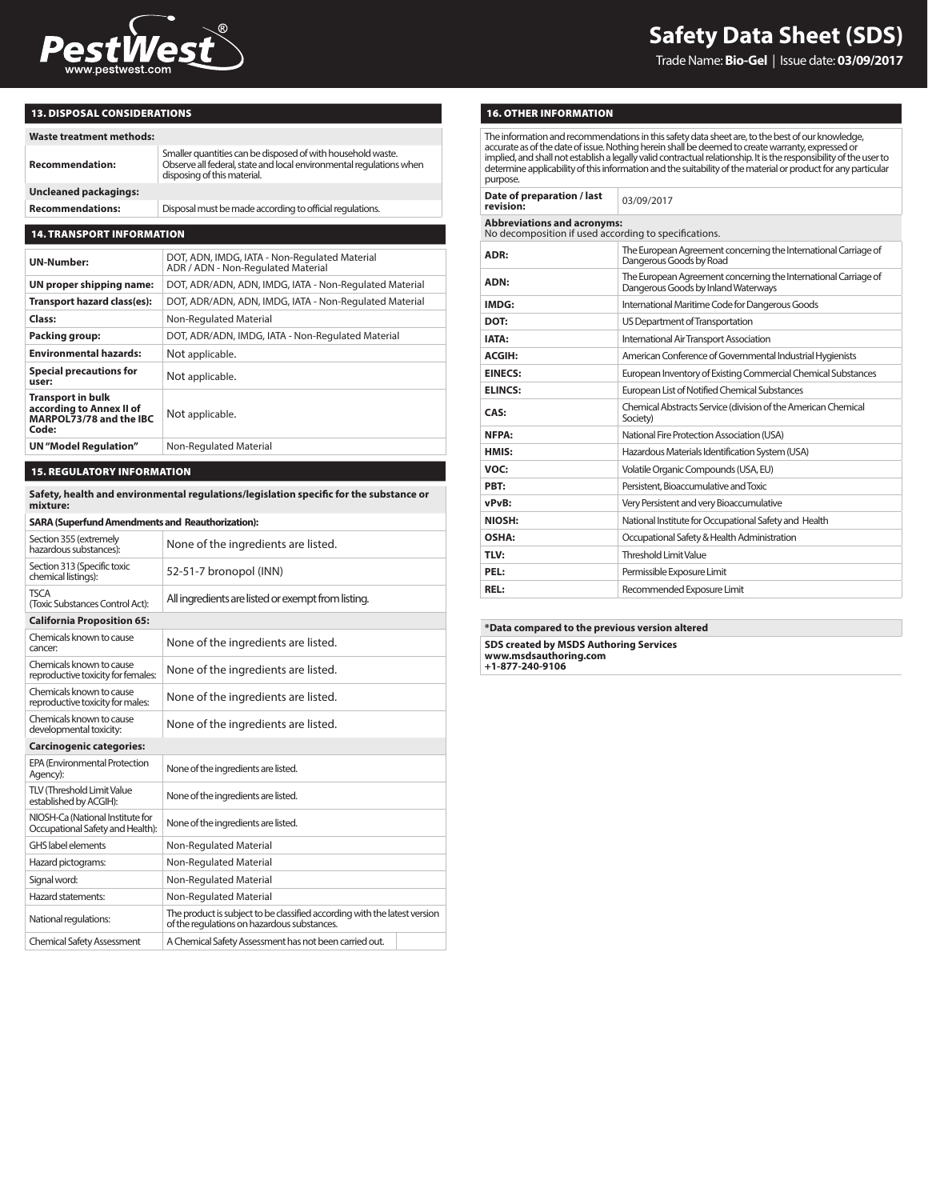## 13. DISPOSAL CONSIDERATIONS

| Waste treatment methods: | |
|---|---|
| **Recommendation:** | Smaller quantities can be disposed of with household waste. Observe all federal, state and local environmental regulations when disposing of this material. |
| **Uncleaned packagings:** | |
| **Recommendations:** | Disposal must be made according to official regulations. |

## 14. TRANSPORT INFORMATION

| | |
|---|---|
| **UN-Number:** | DOT, ADN, IMDG, IATA - Non-Regulated Material<br>ADR / ADN - Non-Regulated Material |
| **UN proper shipping name:** | DOT, ADR/ADN, ADN, IMDG, IATA - Non-Regulated Material |
| **Transport hazard class(es):** | DOT, ADR/ADN, ADN, IMDG, IATA - Non-Regulated Material |
| **Class:** | Non-Regulated Material |
| **Packing group:** | DOT, ADR/ADN, IMDG, IATA - Non-Regulated Material |
| **Environmental hazards:** | Not applicable. |
| **Special precautions for user:** | Not applicable. |
| **Transport in bulk according to Annex II of MARPOL73/78 and the IBC Code:** | Not applicable. |
| **UN "Model Regulation"** | Non-Regulated Material |

## 15. REGULATORY INFORMATION

**Safety, health and environmental regulations/legislation specific for the substance or mixture:**

| **SARA (Superfund Amendments and Reauthorization):** | |
|---|---|
| Section 355 (extremely hazardous substances): | None of the ingredients are listed. |
| Section 313 (Specific toxic chemical listings): | 52-51-7 bronopol (INN) |
| TSCA (Toxic Substances Control Act): | All ingredients are listed or exempt from listing. |
| **California Proposition 65:** | |
| Chemicals known to cause cancer: | None of the ingredients are listed. |
| Chemicals known to cause reproductive toxicity for females: | None of the ingredients are listed. |
| Chemicals known to cause reproductive toxicity for males: | None of the ingredients are listed. |
| Chemicals known to cause developmental toxicity: | None of the ingredients are listed. |
| **Carcinogenic categories:** | |
| EPA (Environmental Protection Agency): | None of the ingredients are listed. |
| TLV (Threshold Limit Value established by ACGIH): | None of the ingredients are listed. |
| NIOSH-Ca (National Institute for Occupational Safety and Health): | None of the ingredients are listed. |
| GHS label elements | Non-Regulated Material |
| Hazard pictograms: | Non-Regulated Material |
| Signal word: | Non-Regulated Material |
| Hazard statements: | Non-Regulated Material |
| National regulations: | The product is subject to be classified according with the latest version of the regulations on hazardous substances. |
| Chemical Safety Assessment | A Chemical Safety Assessment has not been carried out. |

## 16. OTHER INFORMATION

The information and recommendations in this safety data sheet are, to the best of our knowledge, accurate as of the date of issue. Nothing herein shall be deemed to create warranty, expressed or implied, and shall not establish a legally valid contractual relationship. It is the responsibility of the user to determine applicability of this information and the suitability of the material or product for any particular purpose.

| | |
|---|---|
| **Date of preparation / last revision:** | 03/09/2017 |

**Abbreviations and acronyms:**
No decomposition if used according to specifications.

| | |
|---|---|
| **ADR:** | The European Agreement concerning the International Carriage of Dangerous Goods by Road |
| **ADN:** | The European Agreement concerning the International Carriage of Dangerous Goods by Inland Waterways |
| **IMDG:** | International Maritime Code for Dangerous Goods |
| **DOT:** | US Department of Transportation |
| **IATA:** | International Air Transport Association |
| **ACGIH:** | American Conference of Governmental Industrial Hygienists |
| **EINECS:** | European Inventory of Existing Commercial Chemical Substances |
| **ELINCS:** | European List of Notified Chemical Substances |
| **CAS:** | Chemical Abstracts Service (division of the American Chemical Society) |
| **NFPA:** | National Fire Protection Association (USA) |
| **HMIS:** | Hazardous Materials Identification System (USA) |
| **VOC:** | Volatile Organic Compounds (USA, EU) |
| **PBT:** | Persistent, Bioaccumulative and Toxic |
| **vPvB:** | Very Persistent and very Bioaccumulative |
| **NIOSH:** | National Institute for Occupational Safety and Health |
| **OSHA:** | Occupational Safety & Health Administration |
| **TLV:** | Threshold Limit Value |
| **PEL:** | Permissible Exposure Limit |
| **REL:** | Recommended Exposure Limit |

**\*Data compared to the previous version altered**

**SDS created by MSDS Authoring Services**
**www.msdsauthoring.com**
**+1-877-240-9106**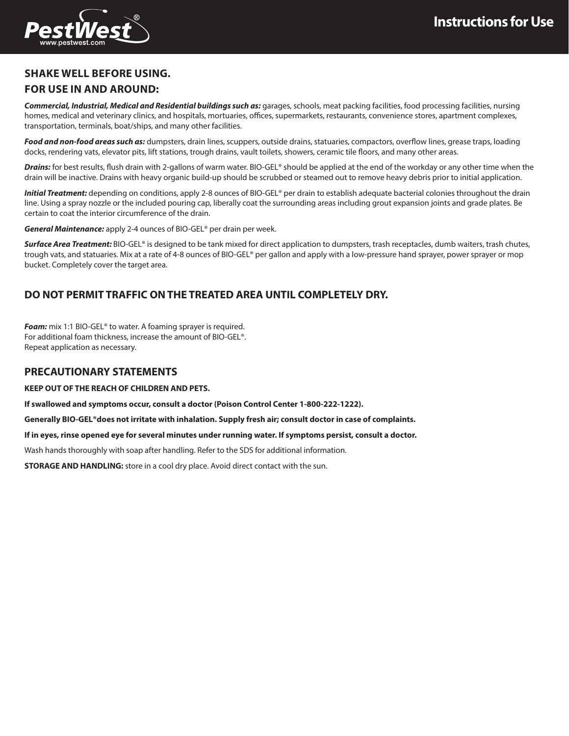## SHAKE WELL BEFORE USING.

## FOR USE IN AND AROUND:

***Commercial, Industrial, Medical and Residential buildings such as:*** garages, schools, meat packing facilities, food processing facilities, nursing homes, medical and veterinary clinics, and hospitals, mortuaries, offices, supermarkets, restaurants, convenience stores, apartment complexes, transportation, terminals, boat/ships, and many other facilities.

***Food and non-food areas such as:*** dumpsters, drain lines, scuppers, outside drains, statuaries, compactors, overflow lines, grease traps, loading docks, rendering vats, elevator pits, lift stations, trough drains, vault toilets, showers, ceramic tile floors, and many other areas.

***Drains:*** for best results, flush drain with 2-gallons of warm water. BIO-GEL® should be applied at the end of the workday or any other time when the drain will be inactive. Drains with heavy organic build-up should be scrubbed or steamed out to remove heavy debris prior to initial application.

***Initial Treatment:*** depending on conditions, apply 2-8 ounces of BIO-GEL® per drain to establish adequate bacterial colonies throughout the drain line. Using a spray nozzle or the included pouring cap, liberally coat the surrounding areas including grout expansion joints and grade plates. Be certain to coat the interior circumference of the drain.

***General Maintenance:*** apply 2-4 ounces of BIO-GEL® per drain per week.

***Surface Area Treatment:*** BIO-GEL® is designed to be tank mixed for direct application to dumpsters, trash receptacles, dumb waiters, trash chutes, trough vats, and statuaries. Mix at a rate of 4-8 ounces of BIO-GEL® per gallon and apply with a low-pressure hand sprayer, power sprayer or mop bucket. Completely cover the target area.

## DO NOT PERMIT TRAFFIC ON THE TREATED AREA UNTIL COMPLETELY DRY.

***Foam:*** mix 1:1 BIO-GEL® to water. A foaming sprayer is required.
For additional foam thickness, increase the amount of BIO-GEL®.
Repeat application as necessary.

## PRECAUTIONARY STATEMENTS

**KEEP OUT OF THE REACH OF CHILDREN AND PETS.**

**If swallowed and symptoms occur, consult a doctor (Poison Control Center 1-800-222-1222).**

**Generally BIO-GEL®does not irritate with inhalation. Supply fresh air; consult doctor in case of complaints.**

**If in eyes, rinse opened eye for several minutes under running water. If symptoms persist, consult a doctor.**

Wash hands thoroughly with soap after handling. Refer to the SDS for additional information.

**STORAGE AND HANDLING:** store in a cool dry place. Avoid direct contact with the sun.